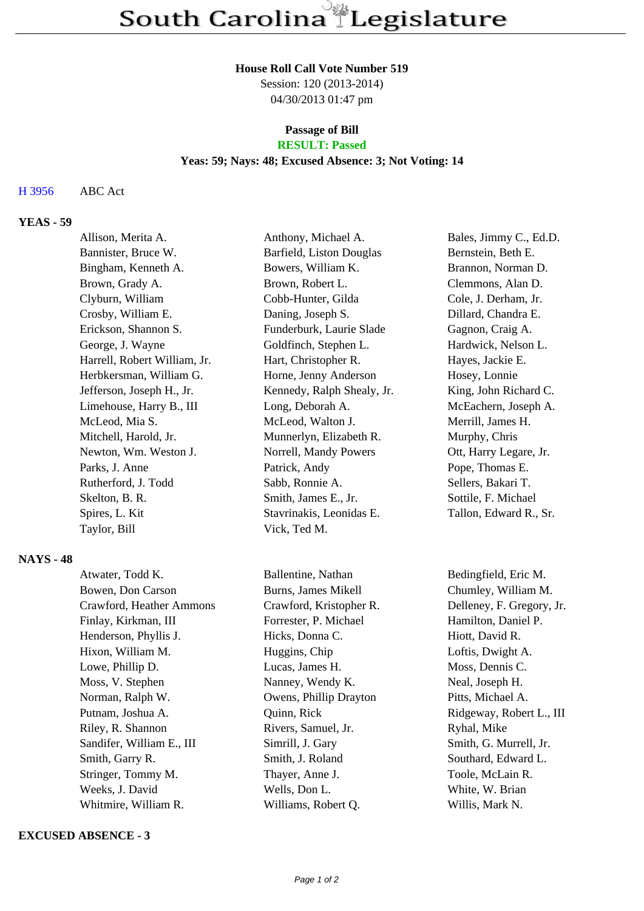# South Carolina Legislature

**House Roll Call Vote Number 519**
Session: 120 (2013-2014)
04/30/2013 01:47 pm

**Passage of Bill**
**RESULT: Passed**
**Yeas: 59; Nays: 48; Excused Absence: 3; Not Voting: 14**

H 3956 ABC Act

## YEAS - 59

| | | |
|---|---|---|
| Allison, Merita A. | Anthony, Michael A. | Bales, Jimmy C., Ed.D. |
| Bannister, Bruce W. | Barfield, Liston Douglas | Bernstein, Beth E. |
| Bingham, Kenneth A. | Bowers, William K. | Brannon, Norman D. |
| Brown, Grady A. | Brown, Robert L. | Clemmons, Alan D. |
| Clyburn, William | Cobb-Hunter, Gilda | Cole, J. Derham, Jr. |
| Crosby, William E. | Daning, Joseph S. | Dillard, Chandra E. |
| Erickson, Shannon S. | Funderburk, Laurie Slade | Gagnon, Craig A. |
| George, J. Wayne | Goldfinch, Stephen L. | Hardwick, Nelson L. |
| Harrell, Robert William, Jr. | Hart, Christopher R. | Hayes, Jackie E. |
| Herbkersman, William G. | Horne, Jenny Anderson | Hosey, Lonnie |
| Jefferson, Joseph H., Jr. | Kennedy, Ralph Shealy, Jr. | King, John Richard C. |
| Limehouse, Harry B., III | Long, Deborah A. | McEachern, Joseph A. |
| McLeod, Mia S. | McLeod, Walton J. | Merrill, James H. |
| Mitchell, Harold, Jr. | Munnerlyn, Elizabeth R. | Murphy, Chris |
| Newton, Wm. Weston J. | Norrell, Mandy Powers | Ott, Harry Legare, Jr. |
| Parks, J. Anne | Patrick, Andy | Pope, Thomas E. |
| Rutherford, J. Todd | Sabb, Ronnie A. | Sellers, Bakari T. |
| Skelton, B. R. | Smith, James E., Jr. | Sottile, F. Michael |
| Spires, L. Kit | Stavrinakis, Leonidas E. | Tallon, Edward R., Sr. |
| Taylor, Bill | Vick, Ted M. | |

## NAYS - 48

| | | |
|---|---|---|
| Atwater, Todd K. | Ballentine, Nathan | Bedingfield, Eric M. |
| Bowen, Don Carson | Burns, James Mikell | Chumley, William M. |
| Crawford, Heather Ammons | Crawford, Kristopher R. | Delleney, F. Gregory, Jr. |
| Finlay, Kirkman, III | Forrester, P. Michael | Hamilton, Daniel P. |
| Henderson, Phyllis J. | Hicks, Donna C. | Hiott, David R. |
| Hixon, William M. | Huggins, Chip | Loftis, Dwight A. |
| Lowe, Phillip D. | Lucas, James H. | Moss, Dennis C. |
| Moss, V. Stephen | Nanney, Wendy K. | Neal, Joseph H. |
| Norman, Ralph W. | Owens, Phillip Drayton | Pitts, Michael A. |
| Putnam, Joshua A. | Quinn, Rick | Ridgeway, Robert L., III |
| Riley, R. Shannon | Rivers, Samuel, Jr. | Ryhal, Mike |
| Sandifer, William E., III | Simrill, J. Gary | Smith, G. Murrell, Jr. |
| Smith, Garry R. | Smith, J. Roland | Southard, Edward L. |
| Stringer, Tommy M. | Thayer, Anne J. | Toole, McLain R. |
| Weeks, J. David | Wells, Don L. | White, W. Brian |
| Whitmire, William R. | Williams, Robert Q. | Willis, Mark N. |

## EXCUSED ABSENCE - 3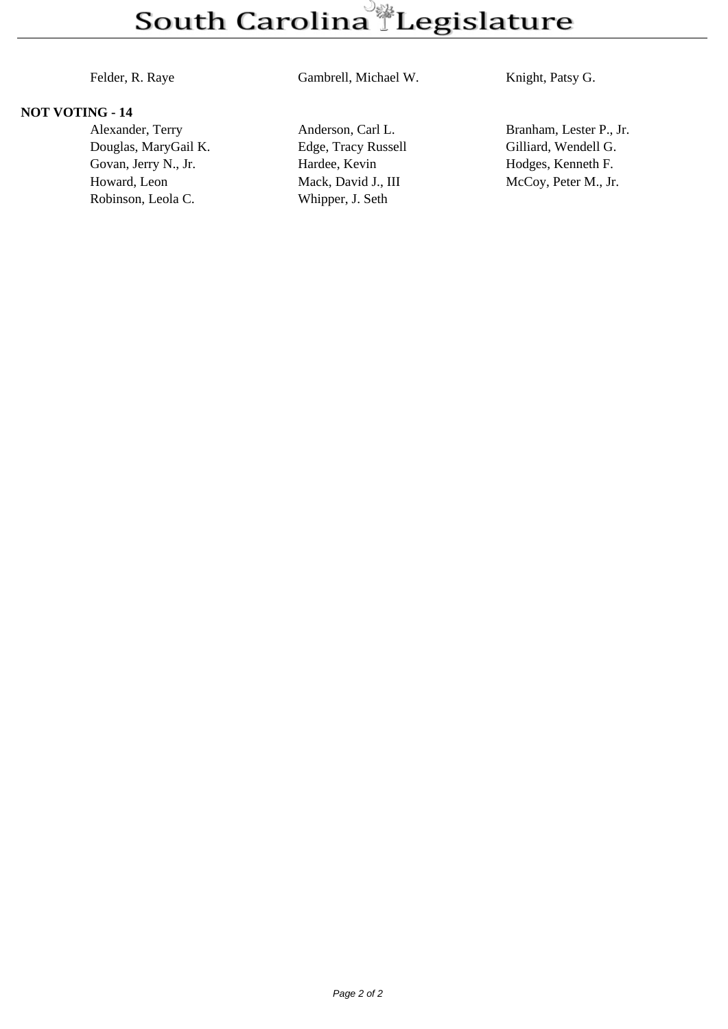Felder, R. Raye | Gambrell, Michael W. | Knight, Patsy G.

**NOT VOTING - 14**

Alexander, Terry
Anderson, Carl L.
Branham, Lester P., Jr.
Douglas, MaryGail K.
Edge, Tracy Russell
Gilliard, Wendell G.
Govan, Jerry N., Jr.
Hardee, Kevin
Hodges, Kenneth F.
Howard, Leon
Mack, David J., III
McCoy, Peter M., Jr.
Robinson, Leola C.
Whipper, J. Seth